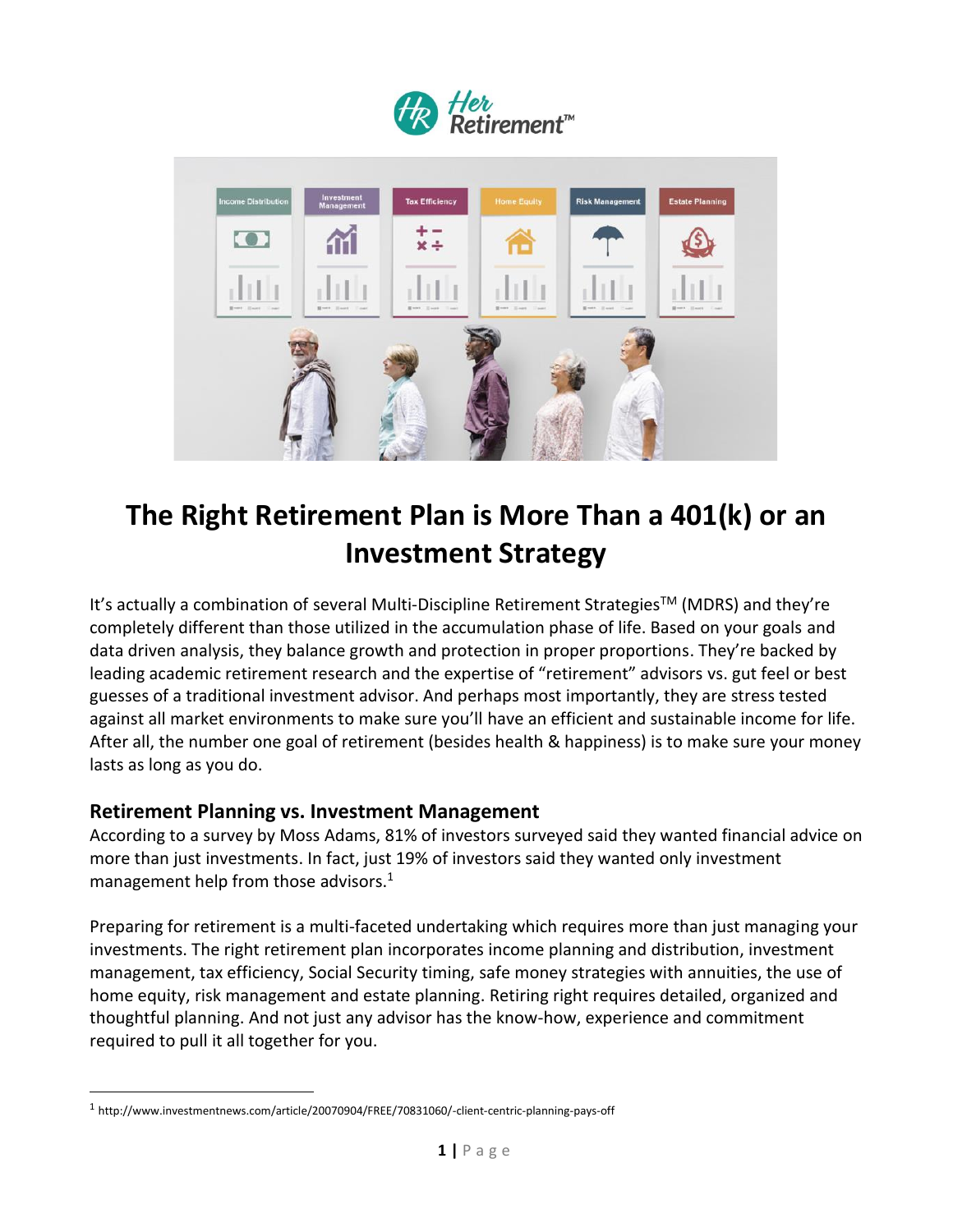# The Right Retirement Plan is More Than a 401(k) or an Investment Strategy

It's actually a combination of several Multi-Discipline Retirement Strategies™ (MDRS) and they're completely different than those utilized in the accumulation phase of life. Based on your goals and data driven analysis, they balance growth and protection in proper proportions. They're backed by leading academic retirement research and the expertise of "retirement" advisors vs. gut feel or best guesses of a traditional investment advisor. And perhaps most importantly, they are stress tested against all market environments to make sure you'll have an efficient and sustainable income for life. After all, the number one goal of retirement (besides health & happiness) is to make sure your money lasts as long as you do.

## Retirement Planning vs. Investment Management

According to a survey by Moss Adams, 81% of investors surveyed said they wanted financial advice on more than just investments. In fact, just 19% of investors said they wanted only investment management help from those advisors.[1]

Preparing for retirement is a multi-faceted undertaking which requires more than just managing your investments. The right retirement plan incorporates income planning and distribution, investment management, tax efficiency, Social Security timing, safe money strategies with annuities, the use of home equity, risk management and estate planning. Retiring right requires detailed, organized and thoughtful planning. And not just any advisor has the know-how, experience and commitment required to pull it all together for you.

[1] http://www.investmentnews.com/article/20070904/FREE/70831060/-client-centric-planning-pays-off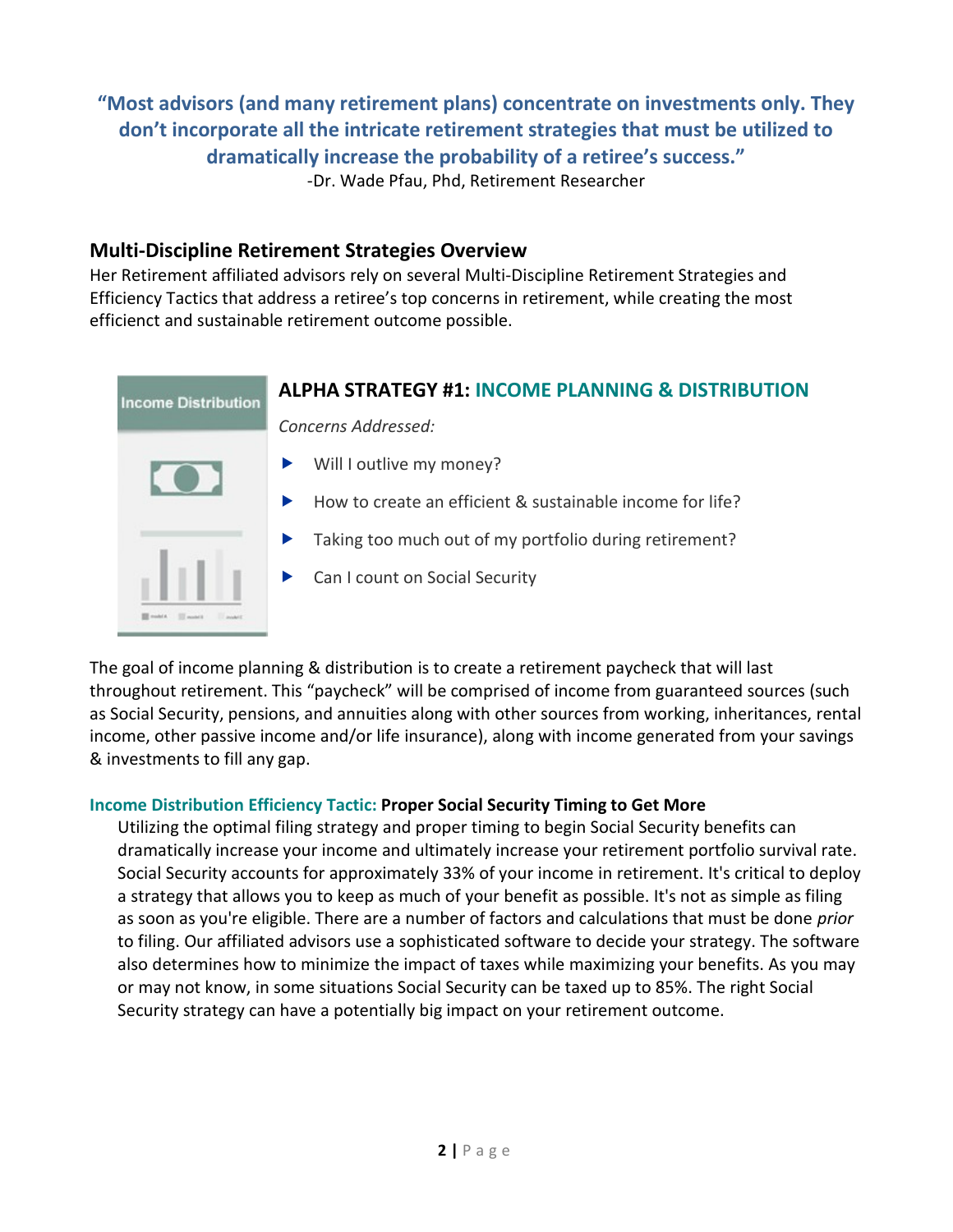**"Most advisors (and many retirement plans) concentrate on investments only. They don't incorporate all the intricate retirement strategies that must be utilized to dramatically increase the probability of a retiree's success."**

-Dr. Wade Pfau, Phd, Retirement Researcher

## Multi-Discipline Retirement Strategies Overview

Her Retirement affiliated advisors rely on several Multi-Discipline Retirement Strategies and Efficiency Tactics that address a retiree's top concerns in retirement, while creating the most efficienct and sustainable retirement outcome possible.

Income Distribution

## ALPHA STRATEGY #1: INCOME PLANNING & DISTRIBUTION

*Concerns Addressed:*

- Will I outlive my money?
- How to create an efficient & sustainable income for life?
- Taking too much out of my portfolio during retirement?
- Can I count on Social Security

The goal of income planning & distribution is to create a retirement paycheck that will last throughout retirement. This "paycheck" will be comprised of income from guaranteed sources (such as Social Security, pensions, and annuities along with other sources from working, inheritances, rental income, other passive income and/or life insurance), along with income generated from your savings & investments to fill any gap.

**Income Distribution Efficiency Tactic: Proper Social Security Timing to Get More**

Utilizing the optimal filing strategy and proper timing to begin Social Security benefits can dramatically increase your income and ultimately increase your retirement portfolio survival rate. Social Security accounts for approximately 33% of your income in retirement. It's critical to deploy a strategy that allows you to keep as much of your benefit as possible. It's not as simple as filing as soon as you're eligible. There are a number of factors and calculations that must be done *prior* to filing. Our affiliated advisors use a sophisticated software to decide your strategy. The software also determines how to minimize the impact of taxes while maximizing your benefits. As you may or may not know, in some situations Social Security can be taxed up to 85%. The right Social Security strategy can have a potentially big impact on your retirement outcome.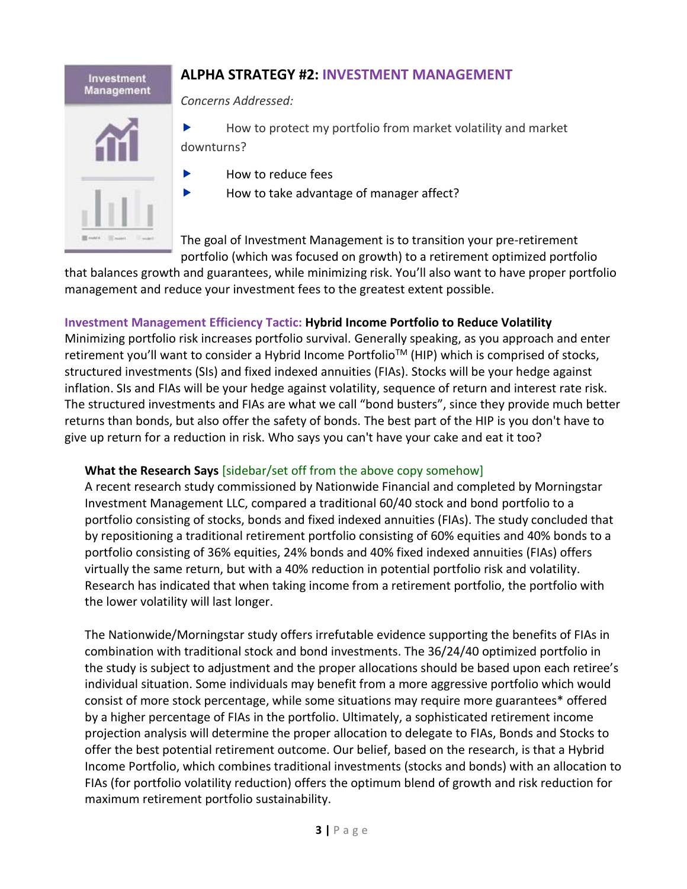## ALPHA STRATEGY #2: INVESTMENT MANAGEMENT

*Concerns Addressed:*

- How to protect my portfolio from market volatility and market downturns?
- How to reduce fees
- How to take advantage of manager affect?

The goal of Investment Management is to transition your pre-retirement portfolio (which was focused on growth) to a retirement optimized portfolio that balances growth and guarantees, while minimizing risk. You'll also want to have proper portfolio management and reduce your investment fees to the greatest extent possible.

**Investment Management Efficiency Tactic: Hybrid Income Portfolio to Reduce Volatility**

Minimizing portfolio risk increases portfolio survival. Generally speaking, as you approach and enter retirement you'll want to consider a Hybrid Income Portfolio™ (HIP) which is comprised of stocks, structured investments (SIs) and fixed indexed annuities (FIAs). Stocks will be your hedge against inflation. SIs and FIAs will be your hedge against volatility, sequence of return and interest rate risk. The structured investments and FIAs are what we call "bond busters", since they provide much better returns than bonds, but also offer the safety of bonds. The best part of the HIP is you don't have to give up return for a reduction in risk. Who says you can't have your cake and eat it too?

**What the Research Says** [sidebar/set off from the above copy somehow]

A recent research study commissioned by Nationwide Financial and completed by Morningstar Investment Management LLC, compared a traditional 60/40 stock and bond portfolio to a portfolio consisting of stocks, bonds and fixed indexed annuities (FIAs). The study concluded that by repositioning a traditional retirement portfolio consisting of 60% equities and 40% bonds to a portfolio consisting of 36% equities, 24% bonds and 40% fixed indexed annuities (FIAs) offers virtually the same return, but with a 40% reduction in potential portfolio risk and volatility. Research has indicated that when taking income from a retirement portfolio, the portfolio with the lower volatility will last longer.

The Nationwide/Morningstar study offers irrefutable evidence supporting the benefits of FIAs in combination with traditional stock and bond investments. The 36/24/40 optimized portfolio in the study is subject to adjustment and the proper allocations should be based upon each retiree's individual situation. Some individuals may benefit from a more aggressive portfolio which would consist of more stock percentage, while some situations may require more guarantees* offered by a higher percentage of FIAs in the portfolio. Ultimately, a sophisticated retirement income projection analysis will determine the proper allocation to delegate to FIAs, Bonds and Stocks to offer the best potential retirement outcome. Our belief, based on the research, is that a Hybrid Income Portfolio, which combines traditional investments (stocks and bonds) with an allocation to FIAs (for portfolio volatility reduction) offers the optimum blend of growth and risk reduction for maximum retirement portfolio sustainability.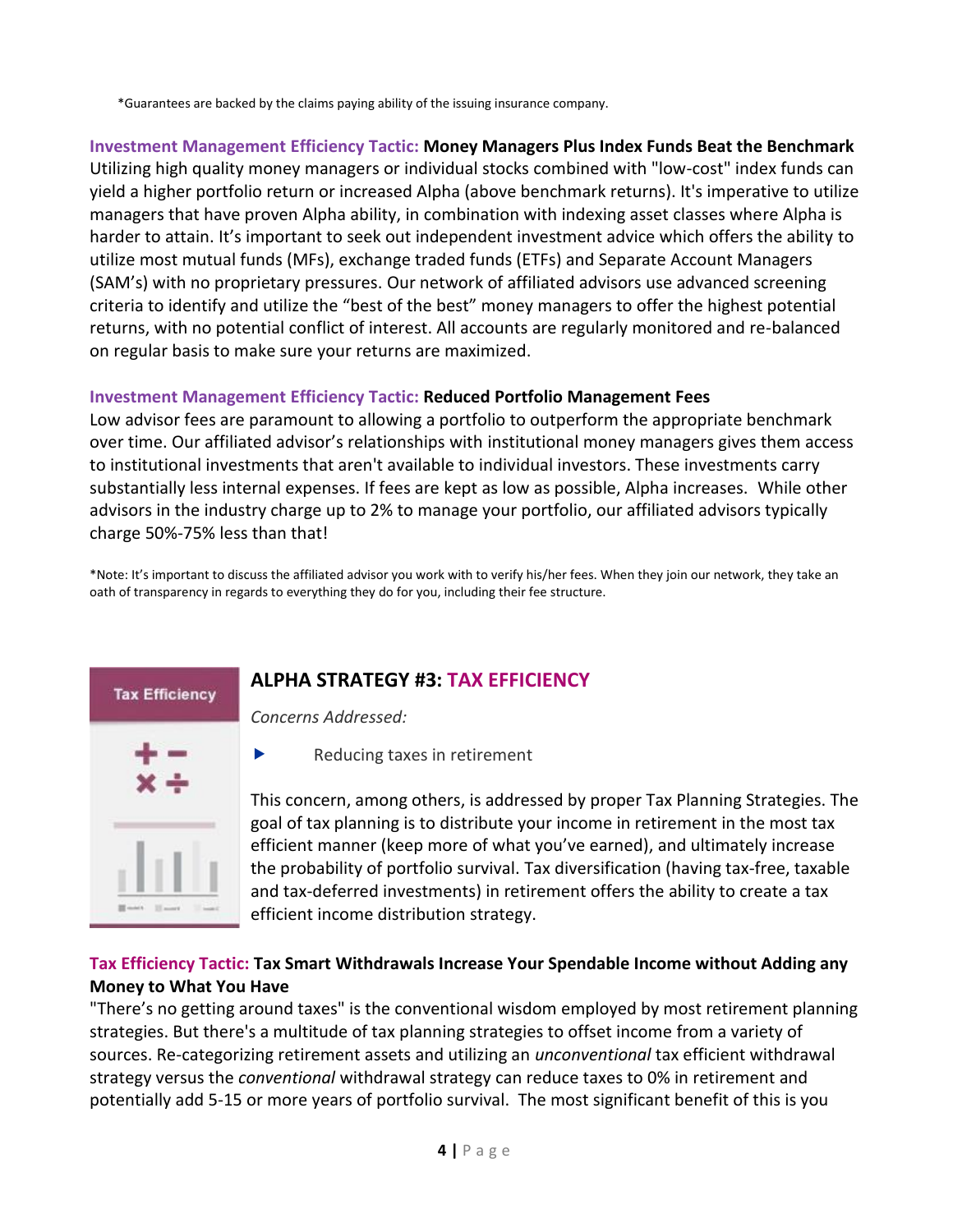*Guarantees are backed by the claims paying ability of the issuing insurance company.

**Investment Management Efficiency Tactic: Money Managers Plus Index Funds Beat the Benchmark**
Utilizing high quality money managers or individual stocks combined with "low-cost" index funds can yield a higher portfolio return or increased Alpha (above benchmark returns). It's imperative to utilize managers that have proven Alpha ability, in combination with indexing asset classes where Alpha is harder to attain. It's important to seek out independent investment advice which offers the ability to utilize most mutual funds (MFs), exchange traded funds (ETFs) and Separate Account Managers (SAM's) with no proprietary pressures. Our network of affiliated advisors use advanced screening criteria to identify and utilize the "best of the best" money managers to offer the highest potential returns, with no potential conflict of interest. All accounts are regularly monitored and re-balanced on regular basis to make sure your returns are maximized.

**Investment Management Efficiency Tactic: Reduced Portfolio Management Fees**
Low advisor fees are paramount to allowing a portfolio to outperform the appropriate benchmark over time. Our affiliated advisor's relationships with institutional money managers gives them access to institutional investments that aren't available to individual investors. These investments carry substantially less internal expenses. If fees are kept as low as possible, Alpha increases. While other advisors in the industry charge up to 2% to manage your portfolio, our affiliated advisors typically charge 50%-75% less than that!

*Note: It's important to discuss the affiliated advisor you work with to verify his/her fees. When they join our network, they take an oath of transparency in regards to everything they do for you, including their fee structure.

## ALPHA STRATEGY #3: TAX EFFICIENCY

*Concerns Addressed:*

- Reducing taxes in retirement

This concern, among others, is addressed by proper Tax Planning Strategies. The goal of tax planning is to distribute your income in retirement in the most tax efficient manner (keep more of what you've earned), and ultimately increase the probability of portfolio survival. Tax diversification (having tax-free, taxable and tax-deferred investments) in retirement offers the ability to create a tax efficient income distribution strategy.

**Tax Efficiency Tactic: Tax Smart Withdrawals Increase Your Spendable Income without Adding any Money to What You Have**
"There's no getting around taxes" is the conventional wisdom employed by most retirement planning strategies. But there's a multitude of tax planning strategies to offset income from a variety of sources. Re-categorizing retirement assets and utilizing an *unconventional* tax efficient withdrawal strategy versus the *conventional* withdrawal strategy can reduce taxes to 0% in retirement and potentially add 5-15 or more years of portfolio survival. The most significant benefit of this is you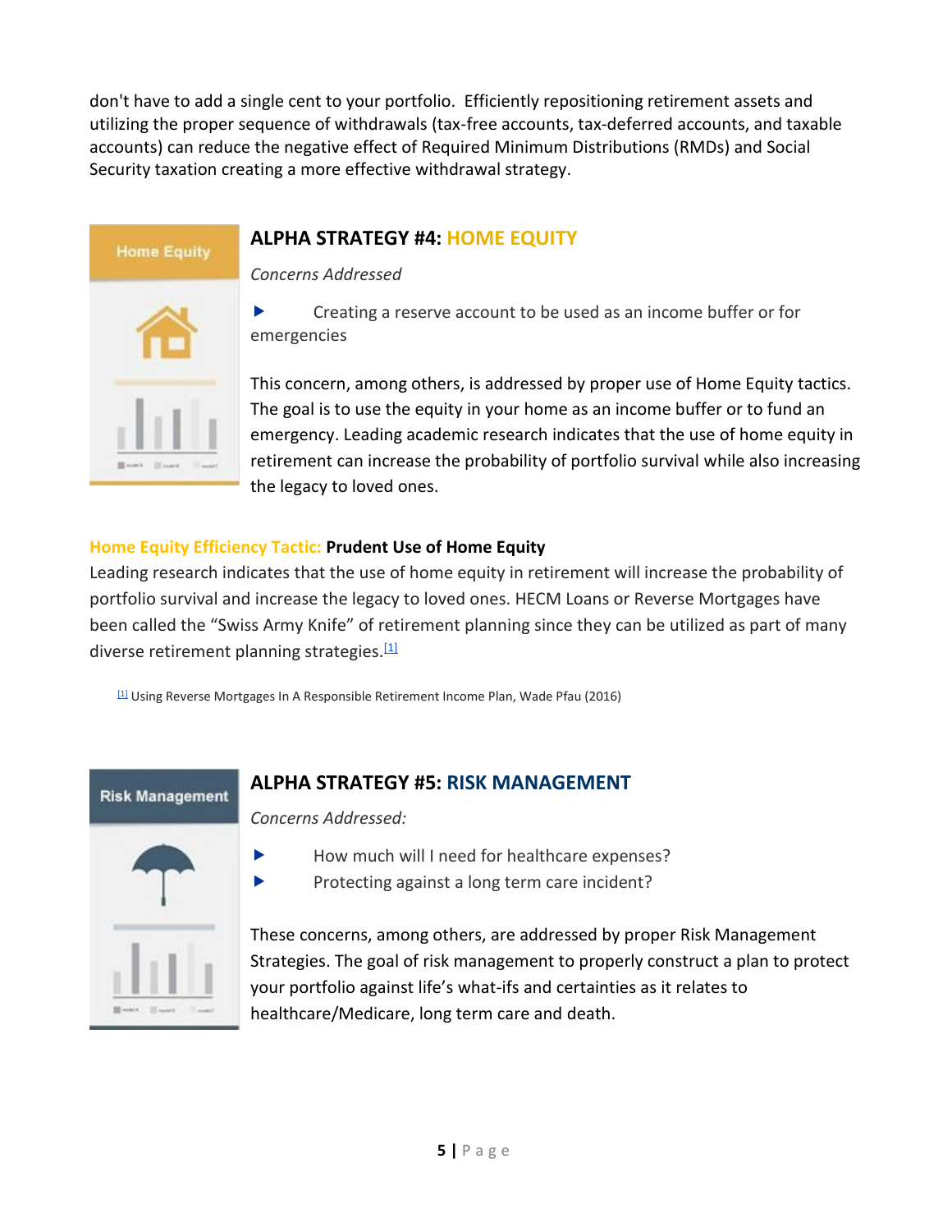don't have to add a single cent to your portfolio.  Efficiently repositioning retirement assets and utilizing the proper sequence of withdrawals (tax-free accounts, tax-deferred accounts, and taxable accounts) can reduce the negative effect of Required Minimum Distributions (RMDs) and Social Security taxation creating a more effective withdrawal strategy.

Home Equity

## ALPHA STRATEGY #4: HOME EQUITY

*Concerns Addressed*

- Creating a reserve account to be used as an income buffer or for emergencies

This concern, among others, is addressed by proper use of Home Equity tactics. The goal is to use the equity in your home as an income buffer or to fund an emergency. Leading academic research indicates that the use of home equity in retirement can increase the probability of portfolio survival while also increasing the legacy to loved ones.

**Home Equity Efficiency Tactic: Prudent Use of Home Equity**

Leading research indicates that the use of home equity in retirement will increase the probability of portfolio survival and increase the legacy to loved ones. HECM Loans or Reverse Mortgages have been called the "Swiss Army Knife" of retirement planning since they can be utilized as part of many diverse retirement planning strategies.[1]

[1] Using Reverse Mortgages In A Responsible Retirement Income Plan, Wade Pfau (2016)

Risk Management

## ALPHA STRATEGY #5: RISK MANAGEMENT

*Concerns Addressed:*

- How much will I need for healthcare expenses?
- Protecting against a long term care incident?

These concerns, among others, are addressed by proper Risk Management Strategies. The goal of risk management to properly construct a plan to protect your portfolio against life's what-ifs and certainties as it relates to healthcare/Medicare, long term care and death.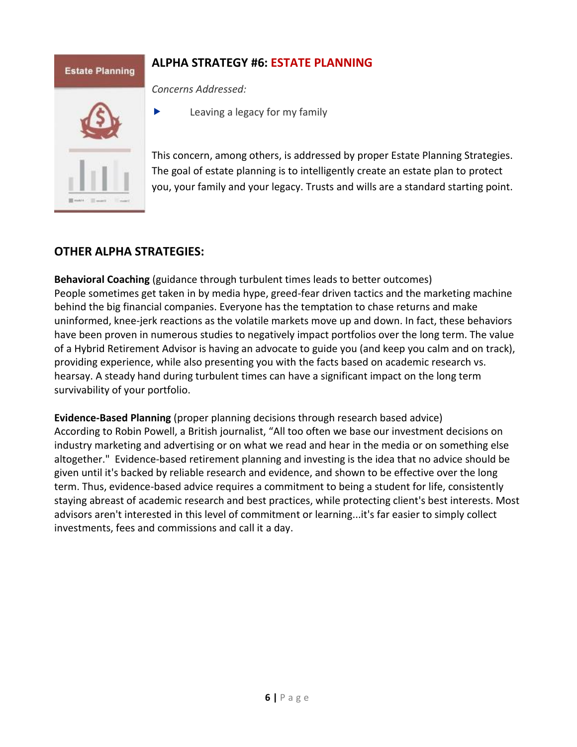## ALPHA STRATEGY #6: ESTATE PLANNING

*Concerns Addressed:*

- Leaving a legacy for my family

This concern, among others, is addressed by proper Estate Planning Strategies. The goal of estate planning is to intelligently create an estate plan to protect you, your family and your legacy. Trusts and wills are a standard starting point.

## OTHER ALPHA STRATEGIES:

**Behavioral Coaching** (guidance through turbulent times leads to better outcomes)
People sometimes get taken in by media hype, greed-fear driven tactics and the marketing machine behind the big financial companies. Everyone has the temptation to chase returns and make uninformed, knee-jerk reactions as the volatile markets move up and down. In fact, these behaviors have been proven in numerous studies to negatively impact portfolios over the long term. The value of a Hybrid Retirement Advisor is having an advocate to guide you (and keep you calm and on track), providing experience, while also presenting you with the facts based on academic research vs. hearsay. A steady hand during turbulent times can have a significant impact on the long term survivability of your portfolio.

**Evidence-Based Planning** (proper planning decisions through research based advice)
According to Robin Powell, a British journalist, "All too often we base our investment decisions on industry marketing and advertising or on what we read and hear in the media or on something else altogether." Evidence-based retirement planning and investing is the idea that no advice should be given until it's backed by reliable research and evidence, and shown to be effective over the long term. Thus, evidence-based advice requires a commitment to being a student for life, consistently staying abreast of academic research and best practices, while protecting client's best interests. Most advisors aren't interested in this level of commitment or learning...it's far easier to simply collect investments, fees and commissions and call it a day.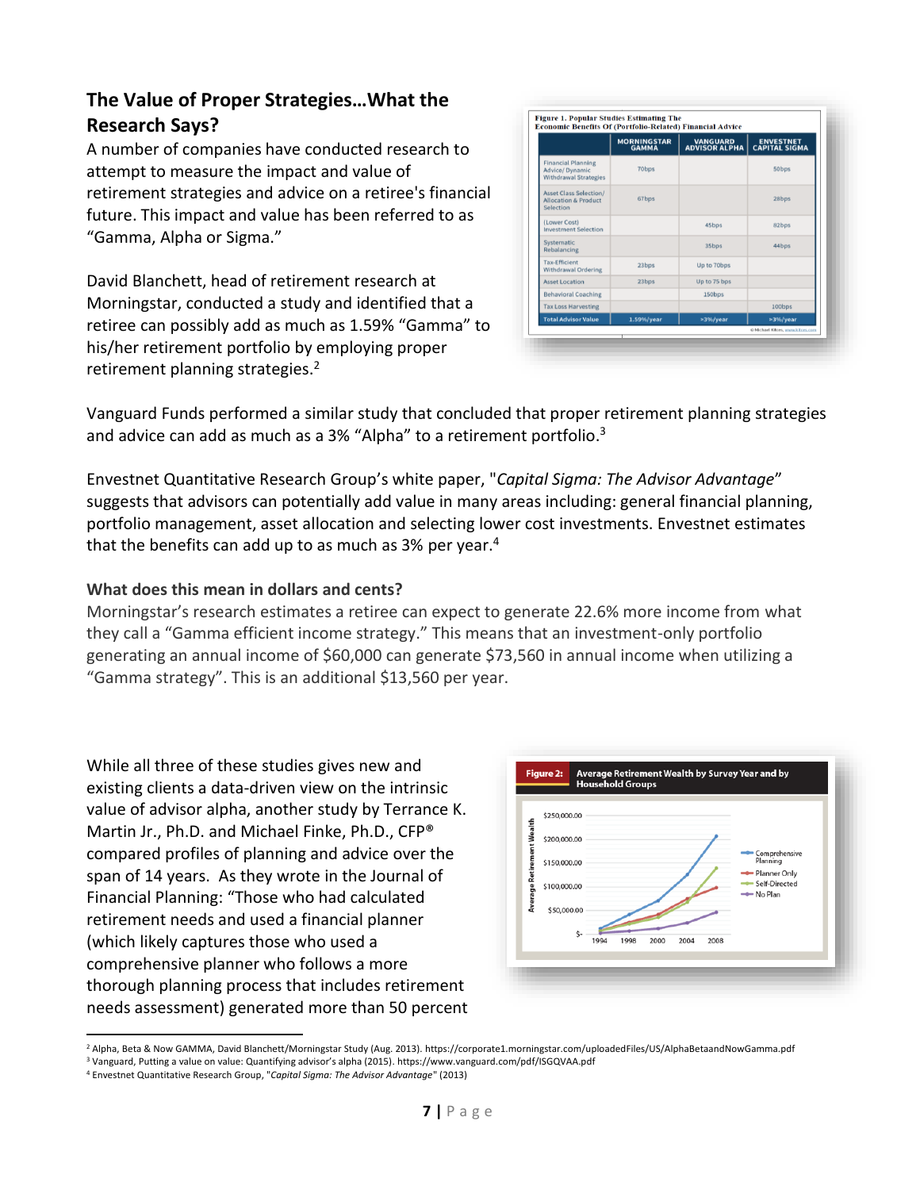## The Value of Proper Strategies…What the Research Says?

A number of companies have conducted research to attempt to measure the impact and value of retirement strategies and advice on a retiree's financial future. This impact and value has been referred to as "Gamma, Alpha or Sigma."

David Blanchett, head of retirement research at Morningstar, conducted a study and identified that a retiree can possibly add as much as 1.59% "Gamma" to his/her retirement portfolio by employing proper retirement planning strategies.[2]

**Figure 1. Popular Studies Estimating The Economic Benefits Of (Portfolio-Related) Financial Advice**

| | MORNINGSTAR GAMMA | VANGUARD ADVISOR ALPHA | ENVESTNET CAPITAL SIGMA |
|---|---|---|---|
| Financial Planning Advice/ Dynamic Withdrawal Strategies | 70bps | | 50bps |
| Asset Class Selection/ Allocation & Product Selection | 67bps | | 28bps |
| (Lower Cost) Investment Selection | | 45bps | 82bps |
| Systematic Rebalancing | | 35bps | 44bps |
| Tax-Efficient Withdrawal Ordering | 23bps | Up to 70bps | |
| Asset Location | 23bps | Up to 75 bps | |
| Behavioral Coaching | | 150bps | |
| Tax Loss Harvesting | | | 100bps |
| Total Advisor Value | 1.59%/year | >3%/year | >3%/year |

© Michael Kitces, www.kitces.com

Vanguard Funds performed a similar study that concluded that proper retirement planning strategies and advice can add as much as a 3% "Alpha" to a retirement portfolio.[3]

Envestnet Quantitative Research Group's white paper, "*Capital Sigma: The Advisor Advantage*" suggests that advisors can potentially add value in many areas including: general financial planning, portfolio management, asset allocation and selecting lower cost investments. Envestnet estimates that the benefits can add up to as much as 3% per year.[4]

### What does this mean in dollars and cents?

Morningstar's research estimates a retiree can expect to generate 22.6% more income from what they call a "Gamma efficient income strategy." This means that an investment-only portfolio generating an annual income of $60,000 can generate $73,560 in annual income when utilizing a "Gamma strategy". This is an additional $13,560 per year.

While all three of these studies gives new and existing clients a data-driven view on the intrinsic value of advisor alpha, another study by Terrance K. Martin Jr., Ph.D. and Michael Finke, Ph.D., CFP® compared profiles of planning and advice over the span of 14 years. As they wrote in the Journal of Financial Planning: "Those who had calculated retirement needs and used a financial planner (which likely captures those who used a comprehensive planner who follows a more thorough planning process that includes retirement needs assessment) generated more than 50 percent

**Figure 2: Average Retirement Wealth by Survey Year and by Household Groups**

---

[2] Alpha, Beta & Now GAMMA, David Blanchett/Morningstar Study (Aug. 2013). https://corporate1.morningstar.com/uploadedFiles/US/AlphaBetaandNowGamma.pdf

[3] Vanguard, Putting a value on value: Quantifying advisor's alpha (2015). https://www.vanguard.com/pdf/ISGQVAA.pdf

[4] Envestnet Quantitative Research Group, "*Capital Sigma: The Advisor Advantage*" (2013)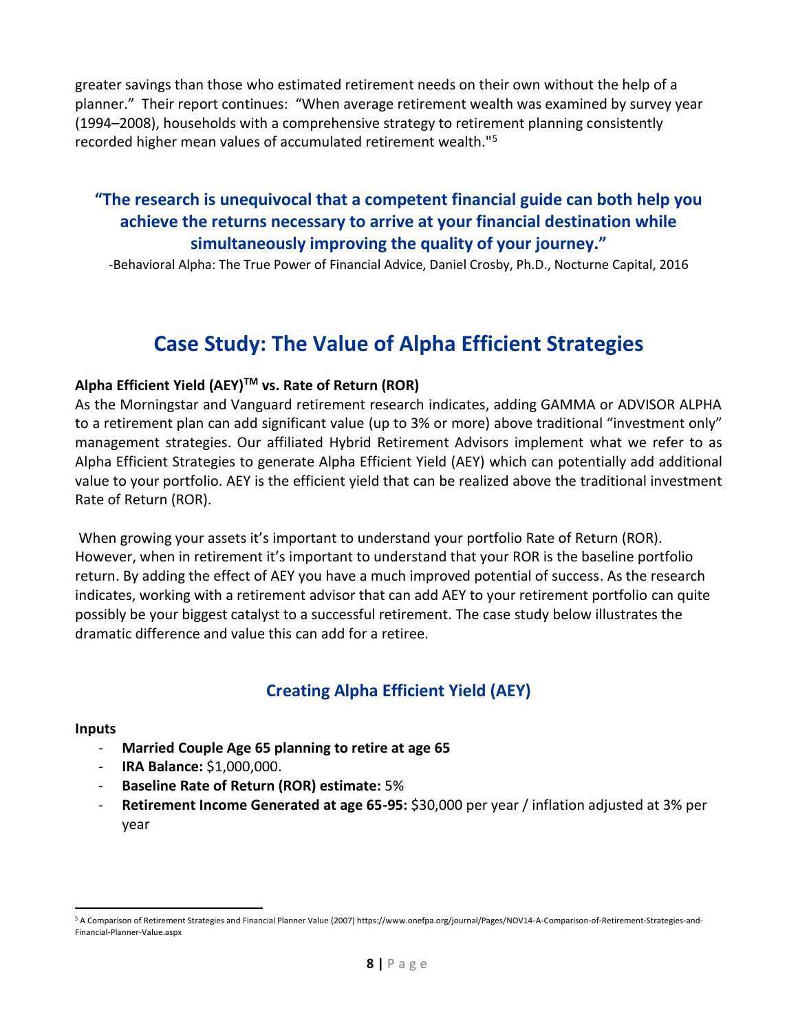greater savings than those who estimated retirement needs on their own without the help of a planner." Their report continues: "When average retirement wealth was examined by survey year (1994–2008), households with a comprehensive strategy to retirement planning consistently recorded higher mean values of accumulated retirement wealth."[5]

**"The research is unequivocal that a competent financial guide can both help you achieve the returns necessary to arrive at your financial destination while simultaneously improving the quality of your journey."**

-Behavioral Alpha: The True Power of Financial Advice, Daniel Crosby, Ph.D., Nocturne Capital, 2016

## Case Study: The Value of Alpha Efficient Strategies

**Alpha Efficient Yield (AEY)™ vs. Rate of Return (ROR)**

As the Morningstar and Vanguard retirement research indicates, adding GAMMA or ADVISOR ALPHA to a retirement plan can add significant value (up to 3% or more) above traditional "investment only" management strategies. Our affiliated Hybrid Retirement Advisors implement what we refer to as Alpha Efficient Strategies to generate Alpha Efficient Yield (AEY) which can potentially add additional value to your portfolio. AEY is the efficient yield that can be realized above the traditional investment Rate of Return (ROR).

When growing your assets it's important to understand your portfolio Rate of Return (ROR). However, when in retirement it's important to understand that your ROR is the baseline portfolio return. By adding the effect of AEY you have a much improved potential of success. As the research indicates, working with a retirement advisor that can add AEY to your retirement portfolio can quite possibly be your biggest catalyst to a successful retirement. The case study below illustrates the dramatic difference and value this can add for a retiree.

### Creating Alpha Efficient Yield (AEY)

**Inputs**

- **Married Couple Age 65 planning to retire at age 65**
- **IRA Balance:** $1,000,000.
- **Baseline Rate of Return (ROR) estimate:** 5%
- **Retirement Income Generated at age 65-95:** $30,000 per year / inflation adjusted at 3% per year

[5] A Comparison of Retirement Strategies and Financial Planner Value (2007) https://www.onefpa.org/journal/Pages/NOV14-A-Comparison-of-Retirement-Strategies-and-Financial-Planner-Value.aspx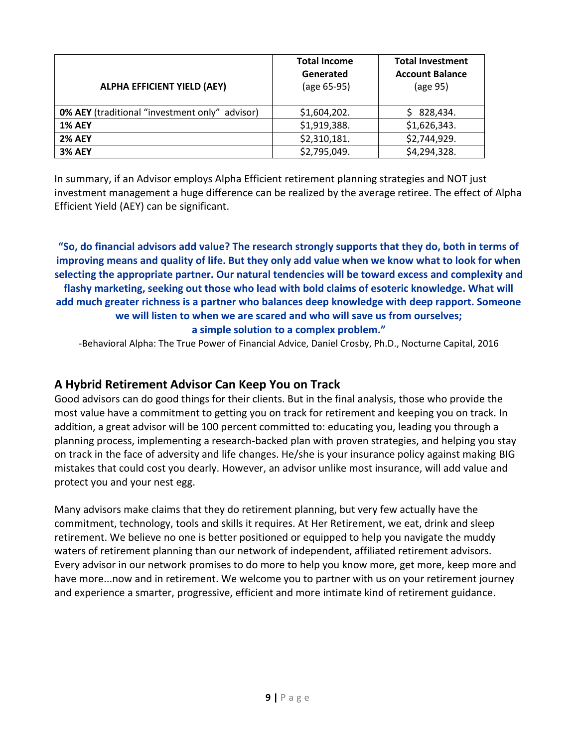| **ALPHA EFFICIENT YIELD (AEY)** | **Total Income Generated** (age 65-95) | **Total Investment Account Balance** (age 95) |
|---|---|---|
| **0% AEY** (traditional "investment only" advisor) | $1,604,202. | $ 828,434. |
| **1% AEY** | $1,919,388. | $1,626,343. |
| **2% AEY** | $2,310,181. | $2,744,929. |
| **3% AEY** | $2,795,049. | $4,294,328. |

In summary, if an Advisor employs Alpha Efficient retirement planning strategies and NOT just investment management a huge difference can be realized by the average retiree. The effect of Alpha Efficient Yield (AEY) can be significant.

**"So, do financial advisors add value? The research strongly supports that they do, both in terms of improving means and quality of life. But they only add value when we know what to look for when selecting the appropriate partner. Our natural tendencies will be toward excess and complexity and flashy marketing, seeking out those who lead with bold claims of esoteric knowledge. What will add much greater richness is a partner who balances deep knowledge with deep rapport. Someone we will listen to when we are scared and who will save us from ourselves; a simple solution to a complex problem."**

-Behavioral Alpha: The True Power of Financial Advice, Daniel Crosby, Ph.D., Nocturne Capital, 2016

## A Hybrid Retirement Advisor Can Keep You on Track

Good advisors can do good things for their clients. But in the final analysis, those who provide the most value have a commitment to getting you on track for retirement and keeping you on track. In addition, a great advisor will be 100 percent committed to: educating you, leading you through a planning process, implementing a research-backed plan with proven strategies, and helping you stay on track in the face of adversity and life changes. He/she is your insurance policy against making BIG mistakes that could cost you dearly. However, an advisor unlike most insurance, will add value and protect you and your nest egg.

Many advisors make claims that they do retirement planning, but very few actually have the commitment, technology, tools and skills it requires. At Her Retirement, we eat, drink and sleep retirement. We believe no one is better positioned or equipped to help you navigate the muddy waters of retirement planning than our network of independent, affiliated retirement advisors. Every advisor in our network promises to do more to help you know more, get more, keep more and have more...now and in retirement. We welcome you to partner with us on your retirement journey and experience a smarter, progressive, efficient and more intimate kind of retirement guidance.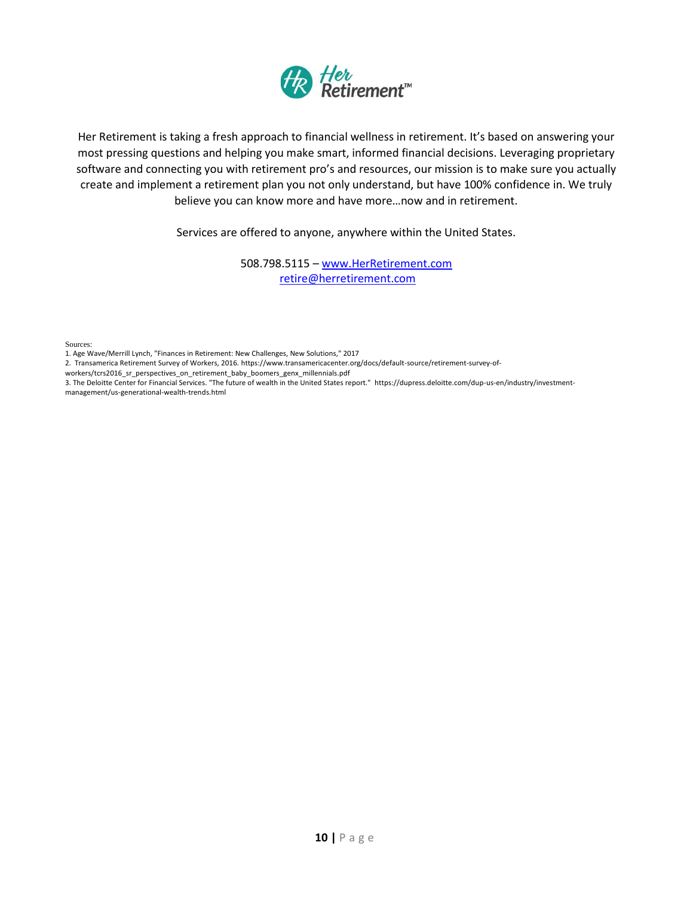Her Retirement™

Her Retirement is taking a fresh approach to financial wellness in retirement. It's based on answering your most pressing questions and helping you make smart, informed financial decisions. Leveraging proprietary software and connecting you with retirement pro's and resources, our mission is to make sure you actually create and implement a retirement plan you not only understand, but have 100% confidence in. We truly believe you can know more and have more…now and in retirement.

Services are offered to anyone, anywhere within the United States.

508.798.5115 – [www.HerRetirement.com](http://www.HerRetirement.com)
[retire@herretirement.com](mailto:retire@herretirement.com)

Sources:

1. Age Wave/Merrill Lynch, "Finances in Retirement: New Challenges, New Solutions," 2017
2. Transamerica Retirement Survey of Workers, 2016. https://www.transamericacenter.org/docs/default-source/retirement-survey-of-workers/tcrs2016_sr_perspectives_on_retirement_baby_boomers_genx_millennials.pdf
3. The Deloitte Center for Financial Services. "The future of wealth in the United States report." https://dupress.deloitte.com/dup-us-en/industry/investment-management/us-generational-wealth-trends.html